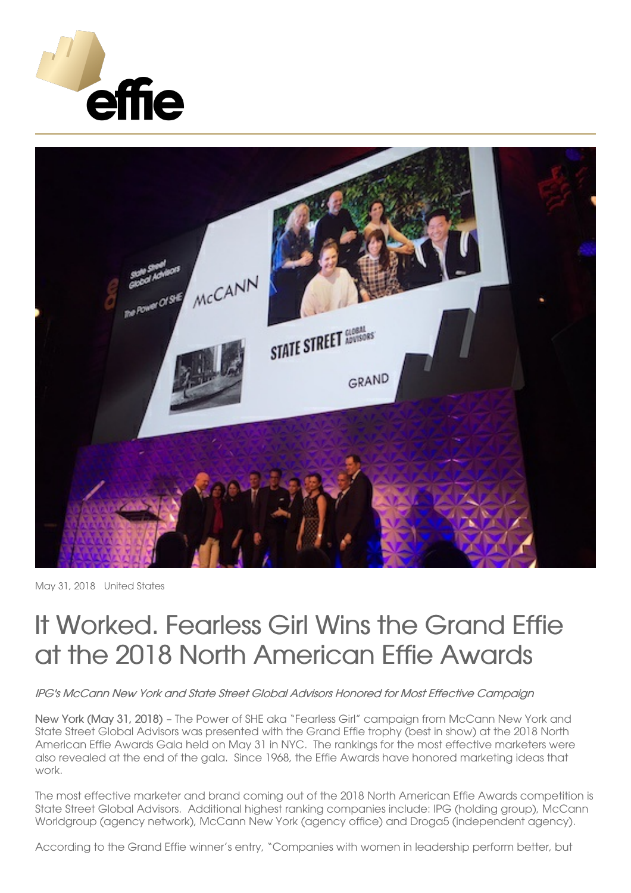May 31, 2018 United States

# It Worked. Fearless Girl Wins the Grand Effie at the 2018 North American Effie Awards

*IPG's McCann New York and State Street Global Advisors Honored for Most Effective Campaign*

New York (May 31, 2018) – The Power of SHE aka "Fearless Girl" campaign from McCann New York and State Street Global Advisors was presented with the Grand Effie trophy (best in show) at the 2018 North American Effie Awards Gala held on May 31 in NYC. The rankings for the most effective marketers were also revealed at the end of the gala. Since 1968, the Effie Awards have honored marketing ideas that work.

The most effective marketer and brand coming out of the 2018 North American Effie Awards competition is State Street Global Advisors. Additional highest ranking companies include: IPG (holding group), McCann Worldgroup (agency network), McCann New York (agency office) and Droga5 (independent agency).

According to the Grand Effie winner's entry, "Companies with women in leadership perform better, but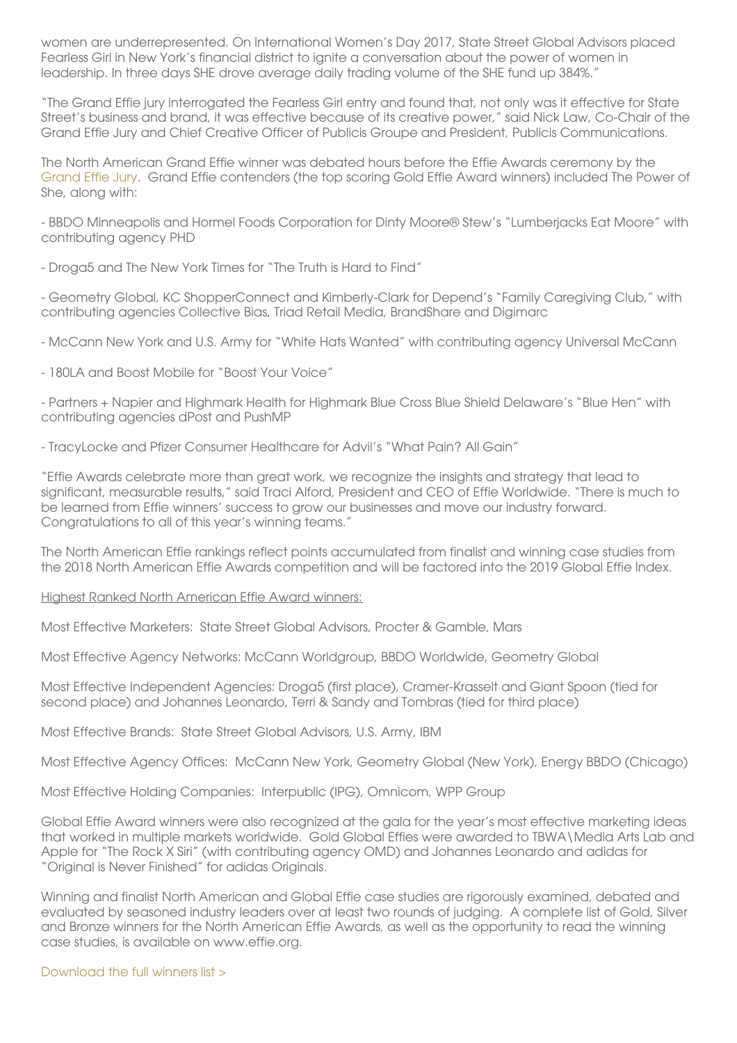women are underrepresented. On International Women's Day 2017, State Street Global Advisors placed Fearless Girl in New York's financial district to ignite a conversation about the power of women in leadership. In three days SHE drove average daily trading volume of the SHE fund up 384%."

"The Grand Effie jury interrogated the Fearless Girl entry and found that, not only was it effective for State Street's business and brand, it was effective because of its creative power," said Nick Law, Co-Chair of the Grand Effie Jury and Chief Creative Officer of Publicis Groupe and President, Publicis Communications.

The North American Grand Effie winner was debated hours before the Effie Awards ceremony by the Grand Effie Jury. Grand Effie contenders (the top scoring Gold Effie Award winners) included The Power of She, along with:

- BBDO Minneapolis and Hormel Foods Corporation for Dinty Moore® Stew's "Lumberjacks Eat Moore" with contributing agency PHD

- Droga5 and The New York Times for "The Truth is Hard to Find"

- Geometry Global, KC ShopperConnect and Kimberly-Clark for Depend's "Family Caregiving Club," with contributing agencies Collective Bias, Triad Retail Media, BrandShare and Digimarc

- McCann New York and U.S. Army for "White Hats Wanted" with contributing agency Universal McCann

- 180LA and Boost Mobile for "Boost Your Voice"

- Partners + Napier and Highmark Health for Highmark Blue Cross Blue Shield Delaware's "Blue Hen" with contributing agencies dPost and PushMP

- TracyLocke and Pfizer Consumer Healthcare for Advil's "What Pain? All Gain"

"Effie Awards celebrate more than great work, we recognize the insights and strategy that lead to significant, measurable results," said Traci Alford, President and CEO of Effie Worldwide. "There is much to be learned from Effie winners' success to grow our businesses and move our industry forward. Congratulations to all of this year's winning teams."

The North American Effie rankings reflect points accumulated from finalist and winning case studies from the 2018 North American Effie Awards competition and will be factored into the 2019 Global Effie Index.

Highest Ranked North American Effie Award winners:

Most Effective Marketers: State Street Global Advisors, Procter & Gamble, Mars

Most Effective Agency Networks: McCann Worldgroup, BBDO Worldwide, Geometry Global

Most Effective Independent Agencies: Droga5 (first place), Cramer-Krasselt and Giant Spoon (tied for second place) and Johannes Leonardo, Terri & Sandy and Tombras (tied for third place)

Most Effective Brands: State Street Global Advisors, U.S. Army, IBM

Most Effective Agency Offices: McCann New York, Geometry Global (New York), Energy BBDO (Chicago)

Most Effective Holding Companies: Interpublic (IPG), Omnicom, WPP Group

Global Effie Award winners were also recognized at the gala for the year's most effective marketing ideas that worked in multiple markets worldwide. Gold Global Effies were awarded to TBWA\Media Arts Lab and Apple for "The Rock X Siri" (with contributing agency OMD) and Johannes Leonardo and adidas for "Original is Never Finished" for adidas Originals.

Winning and finalist North American and Global Effie case studies are rigorously examined, debated and evaluated by seasoned industry leaders over at least two rounds of judging. A complete list of Gold, Silver and Bronze winners for the North American Effie Awards, as well as the opportunity to read the winning case studies, is available on www.effie.org.

Download the full winners list >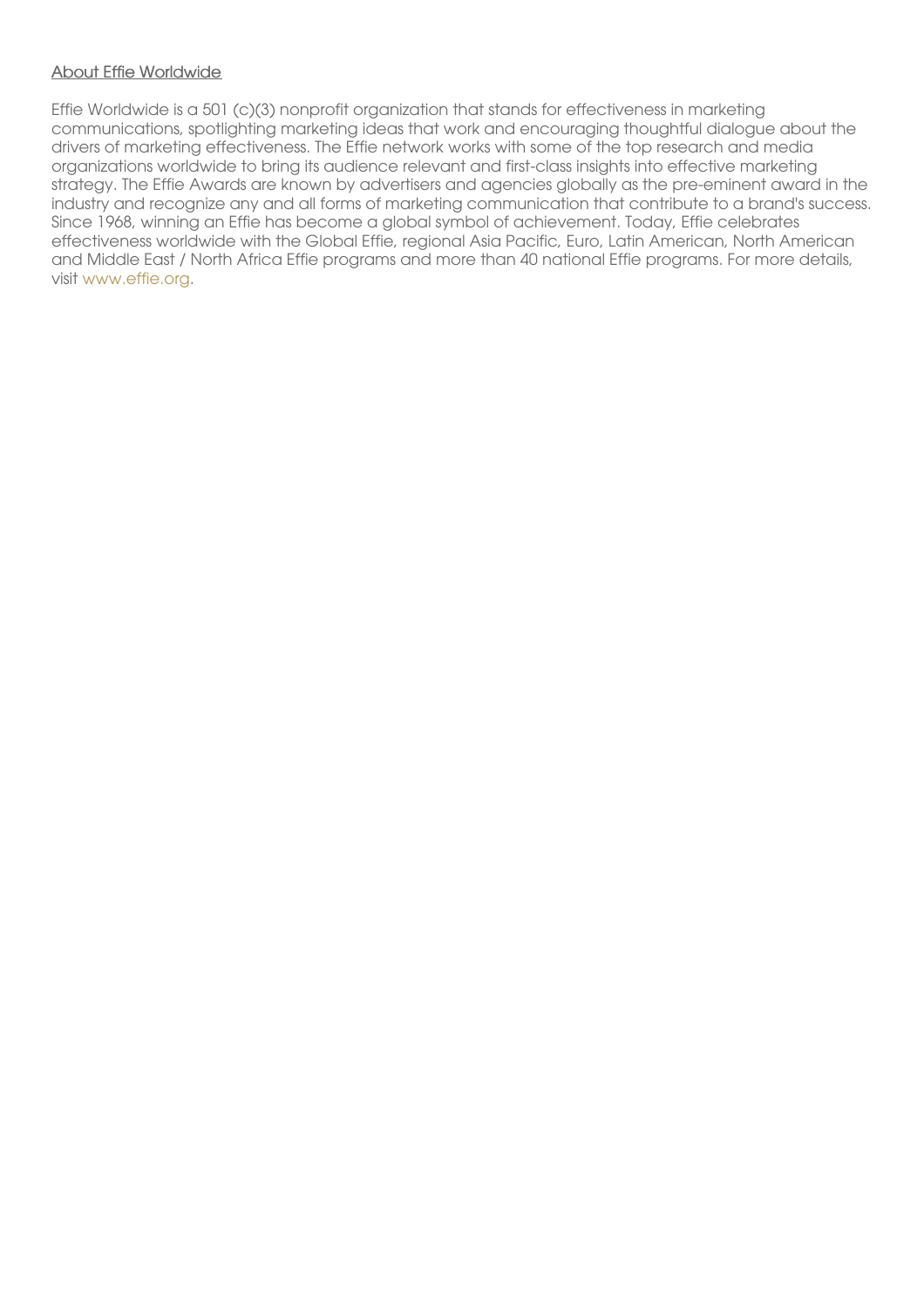About Effie Worldwide

Effie Worldwide is a 501 (c)(3) nonprofit organization that stands for effectiveness in marketing communications, spotlighting marketing ideas that work and encouraging thoughtful dialogue about the drivers of marketing effectiveness. The Effie network works with some of the top research and media organizations worldwide to bring its audience relevant and first-class insights into effective marketing strategy. The Effie Awards are known by advertisers and agencies globally as the pre-eminent award in the industry and recognize any and all forms of marketing communication that contribute to a brand's success. Since 1968, winning an Effie has become a global symbol of achievement. Today, Effie celebrates effectiveness worldwide with the Global Effie, regional Asia Pacific, Euro, Latin American, North American and Middle East / North Africa Effie programs and more than 40 national Effie programs. For more details, visit www.effie.org.